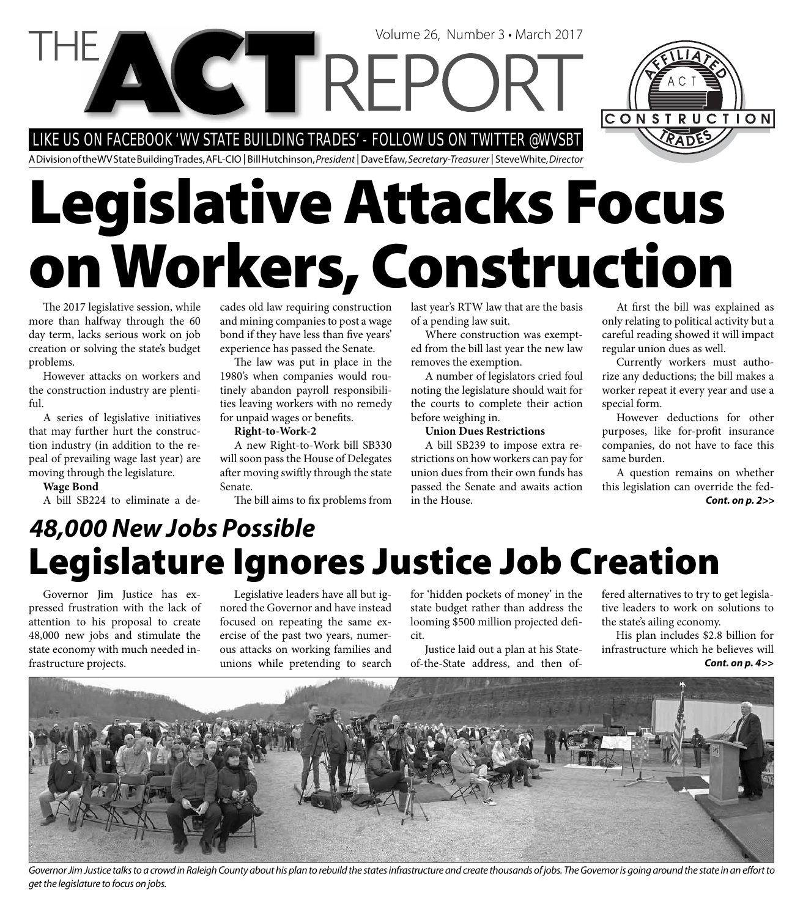# THE ACT REPORT

Volume 26, Number 3 • March 2017

LIKE US ON FACEBOOK 'WV STATE BUILDING TRADES' - FOLLOW US ON TWITTER @WVSBT

A Division of the WV State Building Trades, AFL-CIO | Bill Hutchinson, *President* | Dave Efaw, *Secretary-Treasurer* | Steve White, *Director*

# Legislative Attacks Focus on Workers, Construction

The 2017 legislative session, while more than halfway through the 60 day term, lacks serious work on job creation or solving the state's budget problems.

However attacks on workers and the construction industry are plentiful.

A series of legislative initiatives that may further hurt the construction industry (in addition to the repeal of prevailing wage last year) are moving through the legislature.

**Wage Bond**

A bill SB224 to eliminate a decades old law requiring construction and mining companies to post a wage bond if they have less than five years' experience has passed the Senate.

The law was put in place in the 1980's when companies would routinely abandon payroll responsibilities leaving workers with no remedy for unpaid wages or benefits.

**Right-to-Work-2**

A new Right-to-Work bill SB330 will soon pass the House of Delegates after moving swiftly through the state Senate.

The bill aims to fix problems from last year's RTW law that are the basis of a pending law suit.

Where construction was exempted from the bill last year the new law removes the exemption.

A number of legislators cried foul noting the legislature should wait for the courts to complete their action before weighing in.

**Union Dues Restrictions**

A bill SB239 to impose extra restrictions on how workers can pay for union dues from their own funds has passed the Senate and awaits action in the House.

At first the bill was explained as only relating to political activity but a careful reading showed it will impact regular union dues as well.

Currently workers must authorize any deductions; the bill makes a worker repeat it every year and use a special form.

However deductions for other purposes, like for-profit insurance companies, do not have to face this same burden.

A question remains on whether this legislation can override the fed-

***Cont. on p. 2>>***

## *48,000 New Jobs Possible*

# Legislature Ignores Justice Job Creation

Governor Jim Justice has expressed frustration with the lack of attention to his proposal to create 48,000 new jobs and stimulate the state economy with much needed infrastructure projects.

Legislative leaders have all but ignored the Governor and have instead focused on repeating the same exercise of the past two years, numerous attacks on working families and unions while pretending to search for 'hidden pockets of money' in the state budget rather than address the looming $500 million projected deficit.

Justice laid out a plan at his State-of-the-State address, and then offered alternatives to try to get legislative leaders to work on solutions to the state's ailing economy.

His plan includes $2.8 billion for infrastructure which he believes will

***Cont. on p. 4>>***

*Governor Jim Justice talks to a crowd in Raleigh County about his plan to rebuild the states infrastructure and create thousands of jobs. The Governor is going around the state in an effort to get the legislature to focus on jobs.*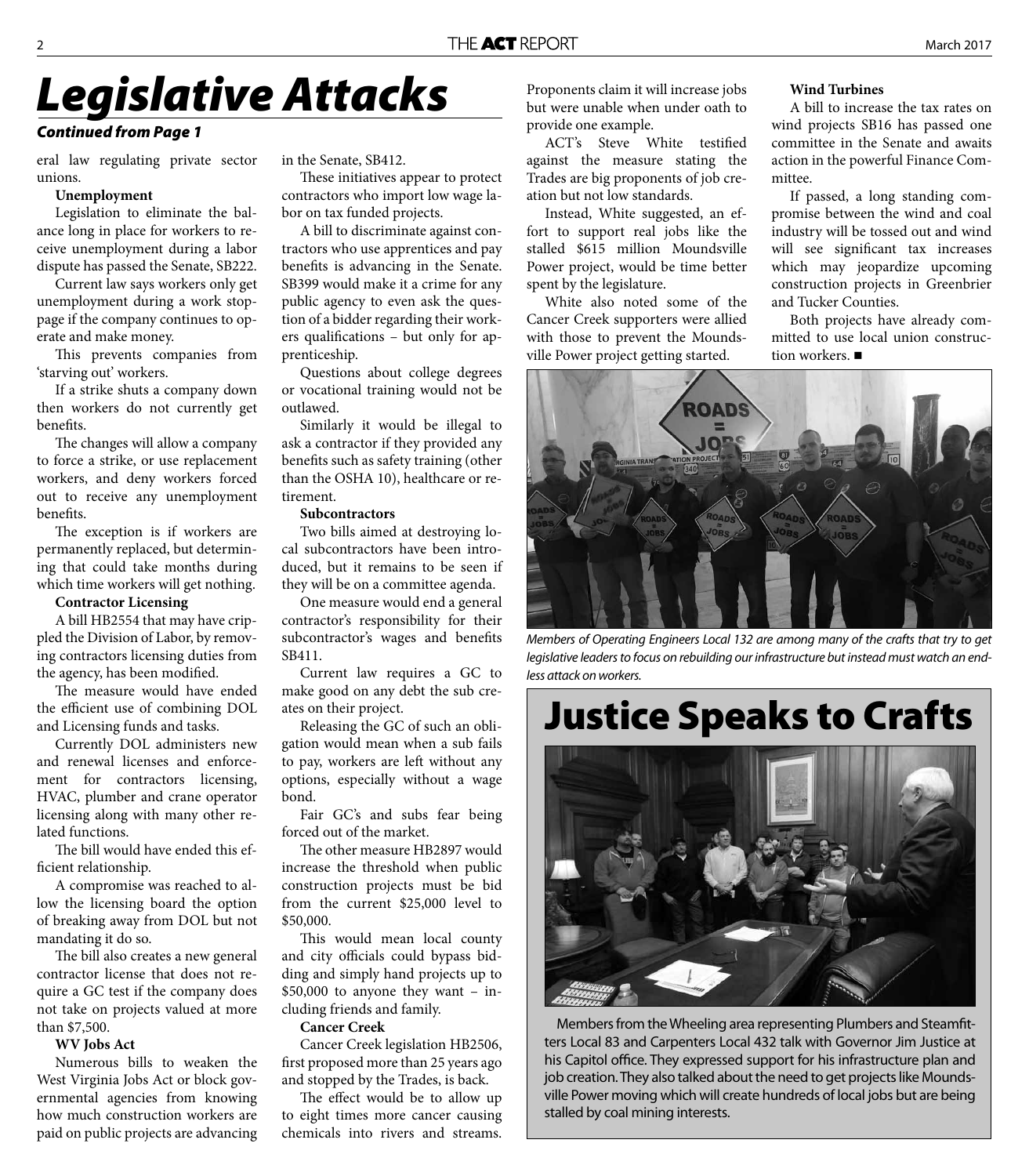# *Legislative Attacks*

***Continued from Page 1***

eral law regulating private sector unions.

**Unemployment**

Legislation to eliminate the balance long in place for workers to receive unemployment during a labor dispute has passed the Senate, SB222.

Current law says workers only get unemployment during a work stoppage if the company continues to operate and make money.

This prevents companies from 'starving out' workers.

If a strike shuts a company down then workers do not currently get benefits.

The changes will allow a company to force a strike, or use replacement workers, and deny workers forced out to receive any unemployment benefits.

The exception is if workers are permanently replaced, but determining that could take months during which time workers will get nothing.

**Contractor Licensing**

A bill HB2554 that may have crippled the Division of Labor, by removing contractors licensing duties from the agency, has been modified.

The measure would have ended the efficient use of combining DOL and Licensing funds and tasks.

Currently DOL administers new and renewal licenses and enforcement for contractors licensing, HVAC, plumber and crane operator licensing along with many other related functions.

The bill would have ended this efficient relationship.

A compromise was reached to allow the licensing board the option of breaking away from DOL but not mandating it do so.

The bill also creates a new general contractor license that does not require a GC test if the company does not take on projects valued at more than $7,500.

**WV Jobs Act**

Numerous bills to weaken the West Virginia Jobs Act or block governmental agencies from knowing how much construction workers are paid on public projects are advancing in the Senate, SB412.

These initiatives appear to protect contractors who import low wage labor on tax funded projects.

A bill to discriminate against contractors who use apprentices and pay benefits is advancing in the Senate. SB399 would make it a crime for any public agency to even ask the question of a bidder regarding their workers qualifications – but only for apprenticeship.

Questions about college degrees or vocational training would not be outlawed.

Similarly it would be illegal to ask a contractor if they provided any benefits such as safety training (other than the OSHA 10), healthcare or retirement.

**Subcontractors**

Two bills aimed at destroying local subcontractors have been introduced, but it remains to be seen if they will be on a committee agenda.

One measure would end a general contractor's responsibility for their subcontractor's wages and benefits SB411.

Current law requires a GC to make good on any debt the sub creates on their project.

Releasing the GC of such an obligation would mean when a sub fails to pay, workers are left without any options, especially without a wage bond.

Fair GC's and subs fear being forced out of the market.

The other measure HB2897 would increase the threshold when public construction projects must be bid from the current $25,000 level to $50,000.

This would mean local county and city officials could bypass bidding and simply hand projects up to $50,000 to anyone they want – including friends and family.

**Cancer Creek**

Cancer Creek legislation HB2506, first proposed more than 25 years ago and stopped by the Trades, is back.

The effect would be to allow up to eight times more cancer causing chemicals into rivers and streams. Proponents claim it will increase jobs but were unable when under oath to provide one example.

ACT's Steve White testified against the measure stating the Trades are big proponents of job creation but not low standards.

Instead, White suggested, an effort to support real jobs like the stalled $615 million Moundsville Power project, would be time better spent by the legislature.

White also noted some of the Cancer Creek supporters were allied with those to prevent the Moundsville Power project getting started.

**Wind Turbines**

A bill to increase the tax rates on wind projects SB16 has passed one committee in the Senate and awaits action in the powerful Finance Committee.

If passed, a long standing compromise between the wind and coal industry will be tossed out and wind will see significant tax increases which may jeopardize upcoming construction projects in Greenbrier and Tucker Counties.

Both projects have already committed to use local union construction workers. ■

*Members of Operating Engineers Local 132 are among many of the crafts that try to get legislative leaders to focus on rebuilding our infrastructure but instead must watch an endless attack on workers.*

# Justice Speaks to Crafts

Members from the Wheeling area representing Plumbers and Steamfitters Local 83 and Carpenters Local 432 talk with Governor Jim Justice at his Capitol office. They expressed support for his infrastructure plan and job creation. They also talked about the need to get projects like Moundsville Power moving which will create hundreds of local jobs but are being stalled by coal mining interests.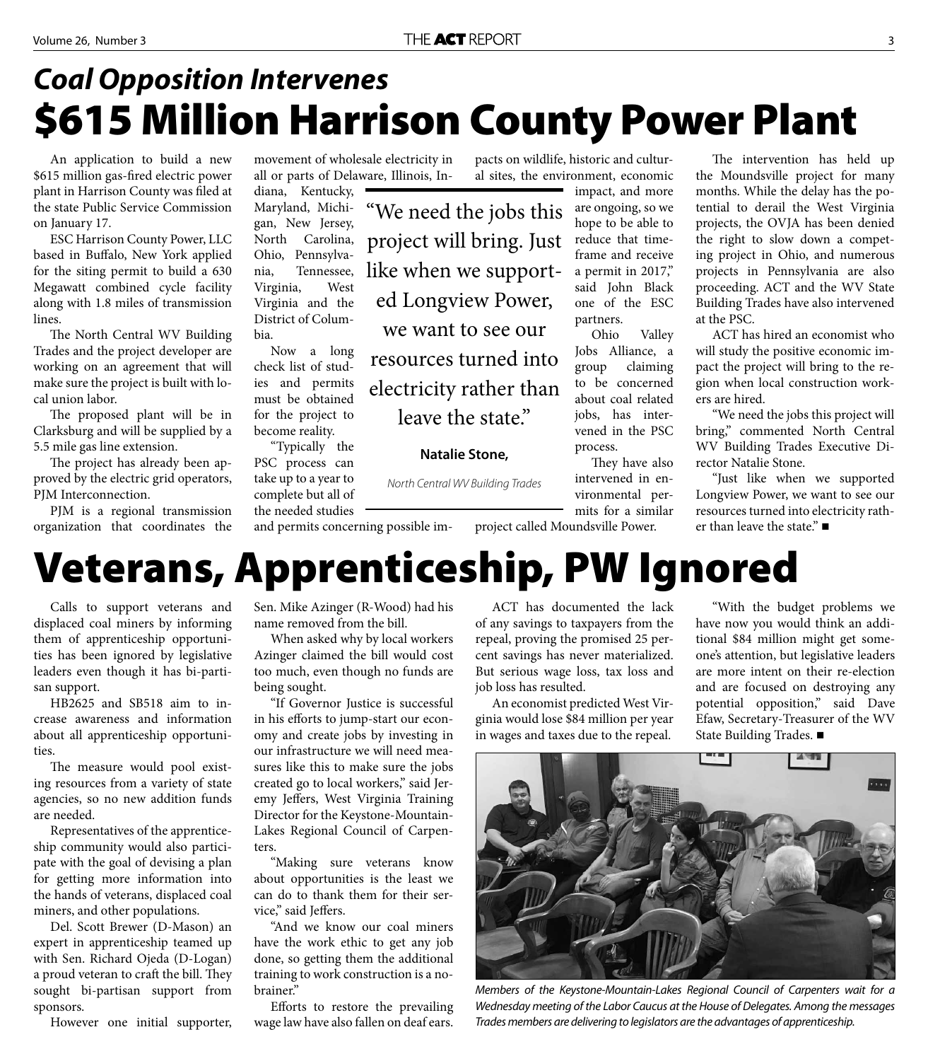## *Coal Opposition Intervenes*

# $615 Million Harrison County Power Plant

An application to build a new $615 million gas-fired electric power plant in Harrison County was filed at the state Public Service Commission on January 17.

ESC Harrison County Power, LLC based in Buffalo, New York applied for the siting permit to build a 630 Megawatt combined cycle facility along with 1.8 miles of transmission lines.

The North Central WV Building Trades and the project developer are working on an agreement that will make sure the project is built with local union labor.

The proposed plant will be in Clarksburg and will be supplied by a 5.5 mile gas line extension.

The project has already been approved by the electric grid operators, PJM Interconnection.

PJM is a regional transmission organization that coordinates the movement of wholesale electricity in all or parts of Delaware, Illinois, Indiana, Kentucky, Maryland, Michigan, New Jersey, North Carolina, Ohio, Pennsylvania, Tennessee, Virginia, West Virginia and the District of Columbia.

Now a long check list of studies and permits must be obtained for the project to become reality.

"Typically the PSC process can take up to a year to complete but all of the needed studies and permits concerning possible impacts on wildlife, historic and cultural sites, the environment, economic impact, and more are ongoing, so we hope to be able to reduce that timeframe and receive a permit in 2017," said John Black one of the ESC partners.

> "We need the jobs this project will bring. Just like when we supported Longview Power, we want to see our resources turned into electricity rather than leave the state."
>
> **Natalie Stone,**
>
> *North Central WV Building Trades*

Ohio Valley Jobs Alliance, a group claiming to be concerned about coal related jobs, has intervened in the PSC process.

They have also intervened in environmental permits for a similar project called Moundsville Power.

The intervention has held up the Moundsville project for many months. While the delay has the potential to derail the West Virginia projects, the OVJA has been denied the right to slow down a competing project in Ohio, and numerous projects in Pennsylvania are also proceeding. ACT and the WV State Building Trades have also intervened at the PSC.

ACT has hired an economist who will study the positive economic impact the project will bring to the region when local construction workers are hired.

"We need the jobs this project will bring," commented North Central WV Building Trades Executive Director Natalie Stone.

"Just like when we supported Longview Power, we want to see our resources turned into electricity rather than leave the state." ■

# Veterans, Apprenticeship, PW Ignored

Calls to support veterans and displaced coal miners by informing them of apprenticeship opportunities has been ignored by legislative leaders even though it has bi-partisan support.

HB2625 and SB518 aim to increase awareness and information about all apprenticeship opportunities.

The measure would pool existing resources from a variety of state agencies, so no new addition funds are needed.

Representatives of the apprenticeship community would also participate with the goal of devising a plan for getting more information into the hands of veterans, displaced coal miners, and other populations.

Del. Scott Brewer (D-Mason) an expert in apprenticeship teamed up with Sen. Richard Ojeda (D-Logan) a proud veteran to craft the bill. They sought bi-partisan support from sponsors.

However one initial supporter, Sen. Mike Azinger (R-Wood) had his name removed from the bill.

When asked why by local workers Azinger claimed the bill would cost too much, even though no funds are being sought.

"If Governor Justice is successful in his efforts to jump-start our economy and create jobs by investing in our infrastructure we will need measures like this to make sure the jobs created go to local workers," said Jeremy Jeffers, West Virginia Training Director for the Keystone-Mountain-Lakes Regional Council of Carpenters.

"Making sure veterans know about opportunities is the least we can do to thank them for their service," said Jeffers.

"And we know our coal miners have the work ethic to get any job done, so getting them the additional training to work construction is a no-brainer."

Efforts to restore the prevailing wage law have also fallen on deaf ears.

ACT has documented the lack of any savings to taxpayers from the repeal, proving the promised 25 percent savings has never materialized. But serious wage loss, tax loss and job loss has resulted.

An economist predicted West Virginia would lose $84 million per year in wages and taxes due to the repeal.

"With the budget problems we have now you would think an additional $84 million might get someone's attention, but legislative leaders are more intent on their re-election and are focused on destroying any potential opposition," said Dave Efaw, Secretary-Treasurer of the WV State Building Trades. ■

*Members of the Keystone-Mountain-Lakes Regional Council of Carpenters wait for a Wednesday meeting of the Labor Caucus at the House of Delegates. Among the messages Trades members are delivering to legislators are the advantages of apprenticeship.*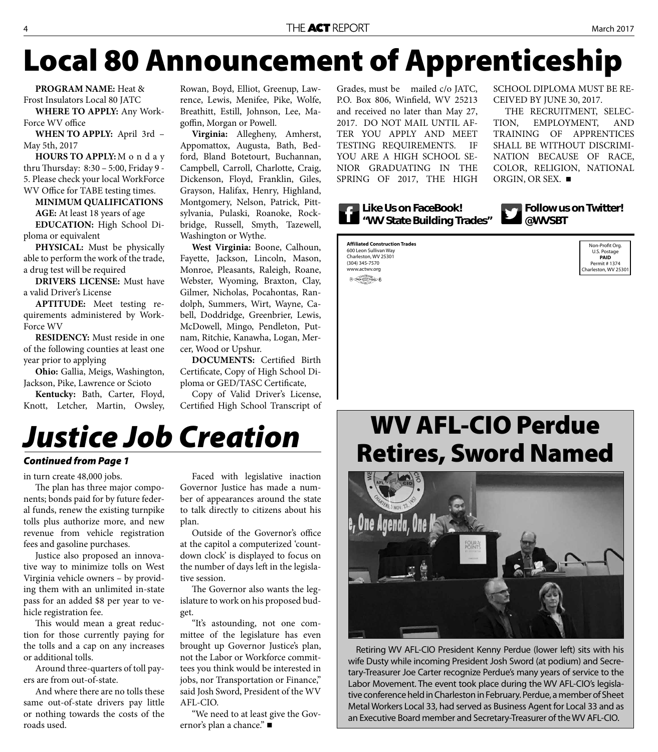# Local 80 Announcement of Apprenticeship

**PROGRAM NAME:** Heat & Frost Insulators Local 80 JATC

**WHERE TO APPLY:** Any WorkForce WV office

**WHEN TO APPLY:** April 3rd – May 5th, 2017

**HOURS TO APPLY:** Monday thru Thursday: 8:30 – 5:00, Friday 9 - 5. Please check your local WorkForce WV Office for TABE testing times.

**MINIMUM QUALIFICATIONS**

**AGE:** At least 18 years of age

**EDUCATION:** High School Diploma or equivalent

**PHYSICAL:** Must be physically able to perform the work of the trade, a drug test will be required

**DRIVERS LICENSE:** Must have a valid Driver's License

**APTITUDE:** Meet testing requirements administered by WorkForce WV

**RESIDENCY:** Must reside in one of the following counties at least one year prior to applying

**Ohio:** Gallia, Meigs, Washington, Jackson, Pike, Lawrence or Scioto

**Kentucky:** Bath, Carter, Floyd, Knott, Letcher, Martin, Owsley, Rowan, Boyd, Elliot, Greenup, Lawrence, Lewis, Menifee, Pike, Wolfe, Breathitt, Estill, Johnson, Lee, Magoffin, Morgan or Powell.

**Virginia:** Allegheny, Amherst, Appomattox, Augusta, Bath, Bedford, Bland Botetourt, Buchannan, Campbell, Carroll, Charlotte, Craig, Dickenson, Floyd, Franklin, Giles, Grayson, Halifax, Henry, Highland, Montgomery, Nelson, Patrick, Pittsylvania, Pulaski, Roanoke, Rockbridge, Russell, Smyth, Tazewell, Washington or Wythe.

**West Virginia:** Boone, Calhoun, Fayette, Jackson, Lincoln, Mason, Monroe, Pleasants, Raleigh, Roane, Webster, Wyoming, Braxton, Clay, Gilmer, Nicholas, Pocahontas, Randolph, Summers, Wirt, Wayne, Cabell, Doddridge, Greenbrier, Lewis, McDowell, Mingo, Pendleton, Putnam, Ritchie, Kanawha, Logan, Mercer, Wood or Upshur.

**DOCUMENTS:** Certified Birth Certificate, Copy of High School Diploma or GED/TASC Certificate,

Copy of Valid Driver's License, Certified High School Transcript of Grades, must be mailed c/o JATC, P.O. Box 806, Winfield, WV 25213 and received no later than May 27, 2017. DO NOT MAIL UNTIL AFTER YOU APPLY AND MEET TESTING REQUIREMENTS. IF YOU ARE A HIGH SCHOOL SENIOR GRADUATING IN THE SPRING OF 2017, THE HIGH SCHOOL DIPLOMA MUST BE RECEIVED BY JUNE 30, 2017.

THE RECRUITMENT, SELECTION, EMPLOYMENT, AND TRAINING OF APPRENTICES SHALL BE WITHOUT DISCRIMINATION BECAUSE OF RACE, COLOR, RELIGION, NATIONAL ORGIN, OR SEX. ■

**Like Us on FaceBook! "WV State Building Trades"**

**Follow us on Twitter! @WVSBT**

**Affiliated Construction Trades**
600 Leon Sullivan Way
Charleston, WV 25301
(304) 345-7570
www.actwv.org

Non-Profit Org.
U.S. Postage
**PAID**
Permit # 1374
Charleston, WV 25301

# *Justice Job Creation*

***Continued from Page 1***

in turn create 48,000 jobs.

The plan has three major components; bonds paid for by future federal funds, renew the existing turnpike tolls plus authorize more, and new revenue from vehicle registration fees and gasoline purchases.

Justice also proposed an innovative way to minimize tolls on West Virginia vehicle owners – by providing them with an unlimited in-state pass for an added $8 per year to vehicle registration fee.

This would mean a great reduction for those currently paying for the tolls and a cap on any increases or additional tolls.

Around three-quarters of toll payers are from out-of-state.

And where there are no tolls these same out-of-state drivers pay little or nothing towards the costs of the roads used.

Faced with legislative inaction Governor Justice has made a number of appearances around the state to talk directly to citizens about his plan.

Outside of the Governor's office at the capitol a computerized 'countdown clock' is displayed to focus on the number of days left in the legislative session.

The Governor also wants the legislature to work on his proposed budget.

"It's astounding, not one committee of the legislature has even brought up Governor Justice's plan, not the Labor or Workforce committees you think would be interested in jobs, nor Transportation or Finance," said Josh Sword, President of the WV AFL-CIO.

"We need to at least give the Governor's plan a chance." ■

# WV AFL-CIO Perdue Retires, Sword Named

Retiring WV AFL-CIO President Kenny Perdue (lower left) sits with his wife Dusty while incoming President Josh Sword (at podium) and Secretary-Treasurer Joe Carter recognize Perdue's many years of service to the Labor Movement. The event took place during the WV AFL-CIO's legislative conference held in Charleston in February. Perdue, a member of Sheet Metal Workers Local 33, had served as Business Agent for Local 33 and as an Executive Board member and Secretary-Treasurer of the WV AFL-CIO.